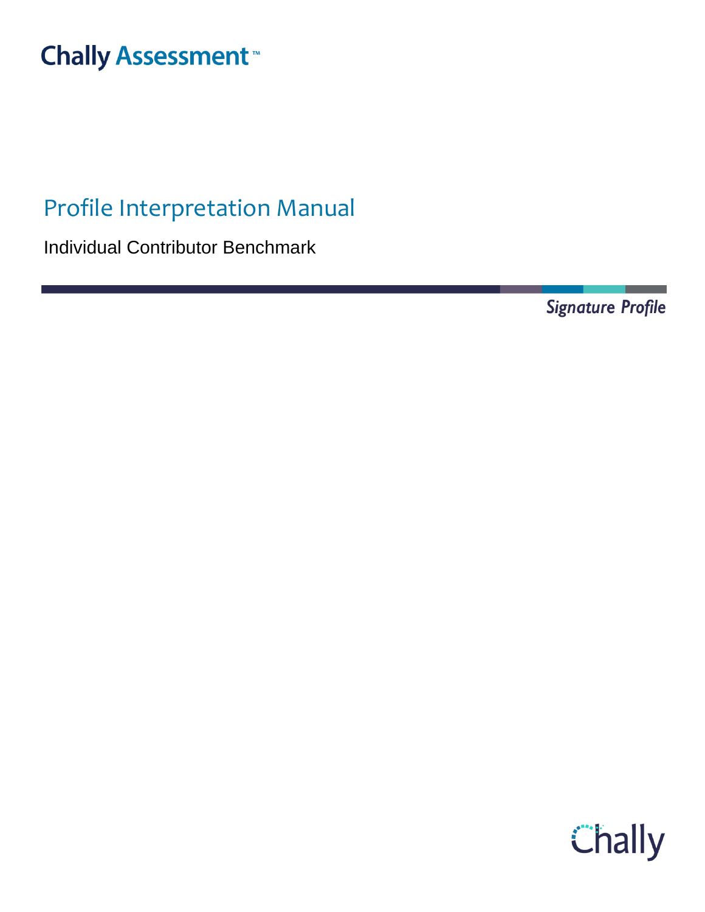Chally Assessment™

# Profile Interpretation Manual

Individual Contributor Benchmark

*Signature Profile*

Chally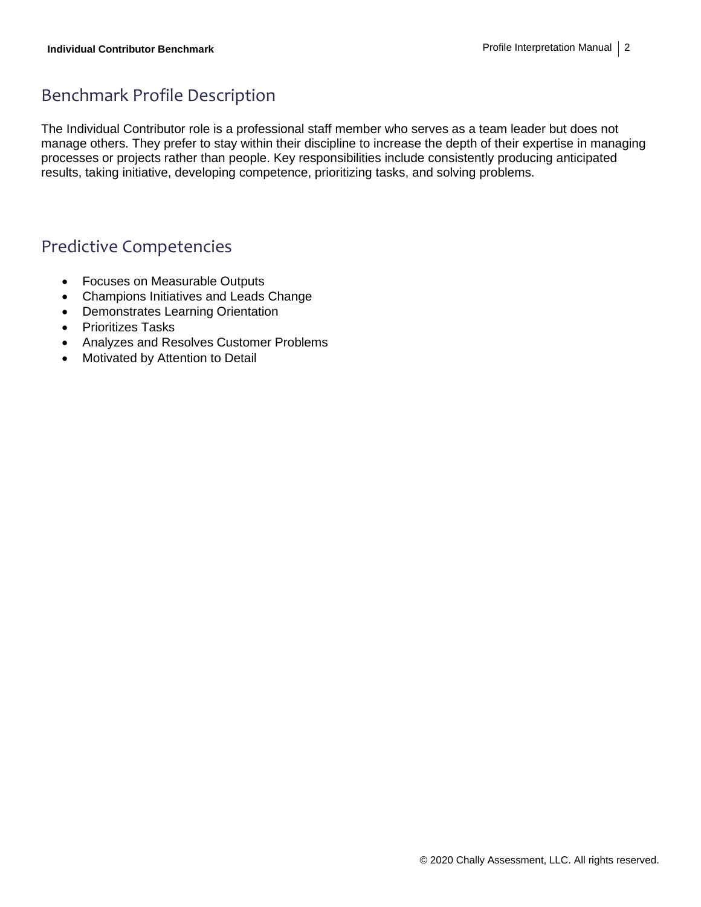## Benchmark Profile Description

The Individual Contributor role is a professional staff member who serves as a team leader but does not manage others. They prefer to stay within their discipline to increase the depth of their expertise in managing processes or projects rather than people. Key responsibilities include consistently producing anticipated results, taking initiative, developing competence, prioritizing tasks, and solving problems.

## Predictive Competencies

- Focuses on Measurable Outputs
- Champions Initiatives and Leads Change
- Demonstrates Learning Orientation
- Prioritizes Tasks
- Analyzes and Resolves Customer Problems
- Motivated by Attention to Detail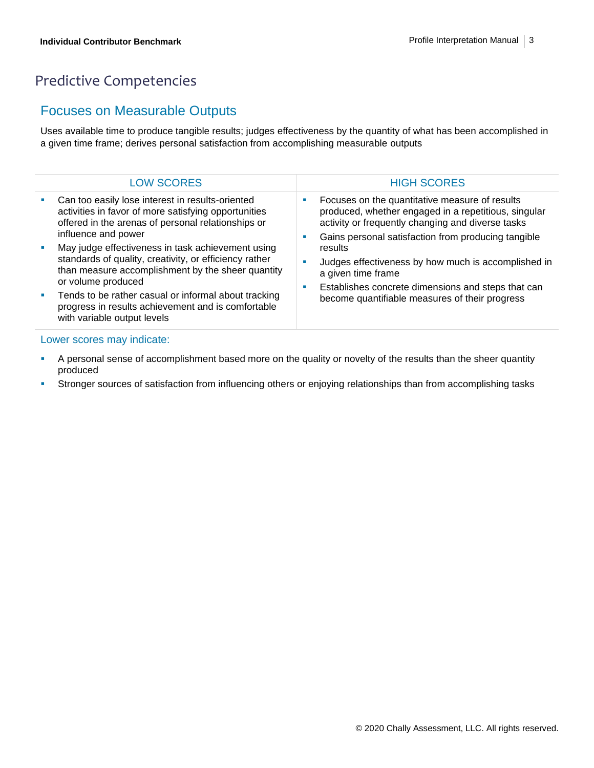# Predictive Competencies

## Focuses on Measurable Outputs

Uses available time to produce tangible results; judges effectiveness by the quantity of what has been accomplished in a given time frame; derives personal satisfaction from accomplishing measurable outputs

| LOW SCORES | HIGH SCORES |
|---|---|
| ▪ Can too easily lose interest in results-oriented activities in favor of more satisfying opportunities offered in the arenas of personal relationships or influence and power<br>▪ May judge effectiveness in task achievement using standards of quality, creativity, or efficiency rather than measure accomplishment by the sheer quantity or volume produced<br>▪ Tends to be rather casual or informal about tracking progress in results achievement and is comfortable with variable output levels | ▪ Focuses on the quantitative measure of results produced, whether engaged in a repetitious, singular activity or frequently changing and diverse tasks<br>▪ Gains personal satisfaction from producing tangible results<br>▪ Judges effectiveness by how much is accomplished in a given time frame<br>▪ Establishes concrete dimensions and steps that can become quantifiable measures of their progress |

### Lower scores may indicate:

- A personal sense of accomplishment based more on the quality or novelty of the results than the sheer quantity produced
- Stronger sources of satisfaction from influencing others or enjoying relationships than from accomplishing tasks

© 2020 Chally Assessment, LLC. All rights reserved.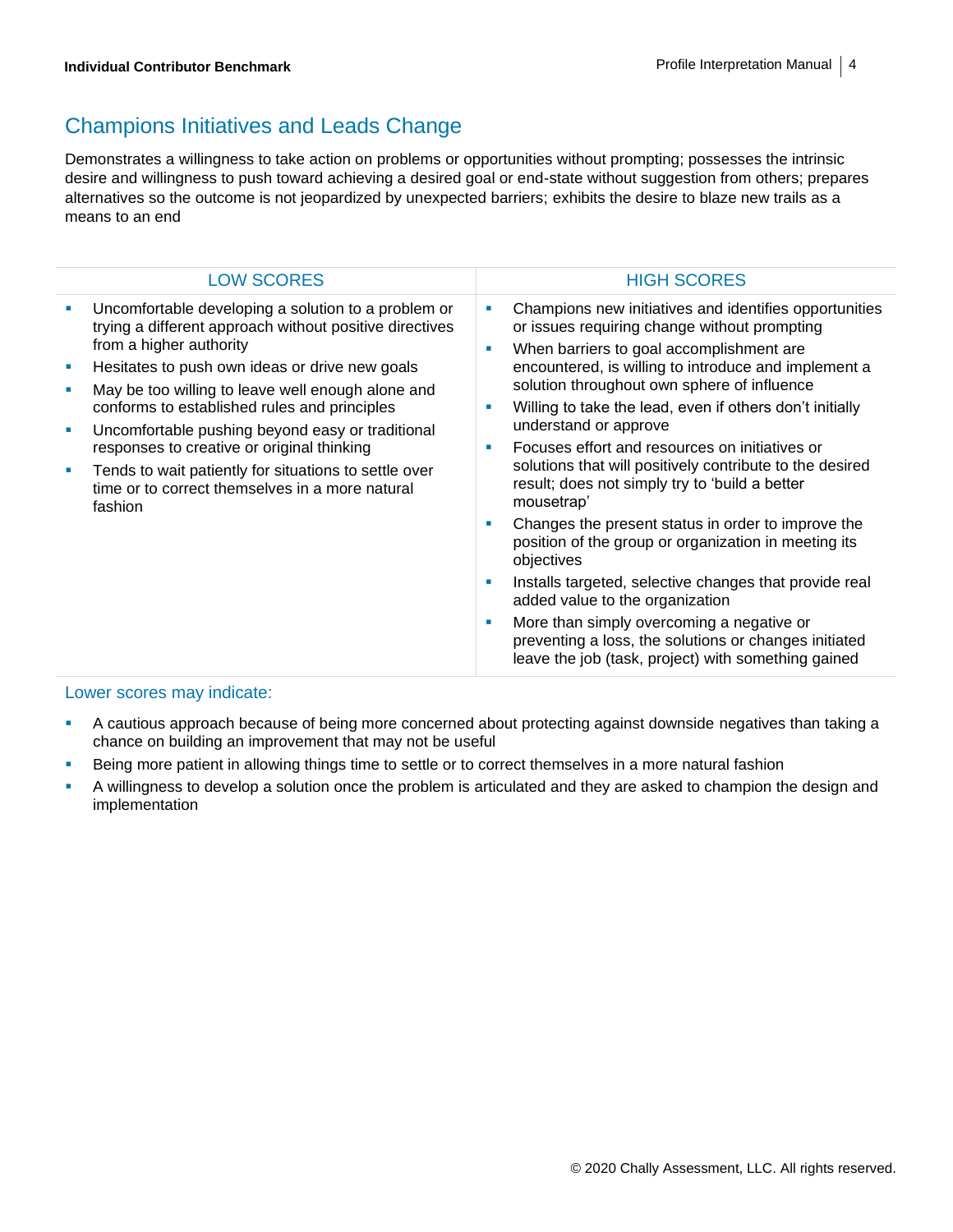## Champions Initiatives and Leads Change

Demonstrates a willingness to take action on problems or opportunities without prompting; possesses the intrinsic desire and willingness to push toward achieving a desired goal or end-state without suggestion from others; prepares alternatives so the outcome is not jeopardized by unexpected barriers; exhibits the desire to blaze new trails as a means to an end

| LOW SCORES | HIGH SCORES |
|---|---|
| ▪ Uncomfortable developing a solution to a problem or trying a different approach without positive directives from a higher authority<br>▪ Hesitates to push own ideas or drive new goals<br>▪ May be too willing to leave well enough alone and conforms to established rules and principles<br>▪ Uncomfortable pushing beyond easy or traditional responses to creative or original thinking<br>▪ Tends to wait patiently for situations to settle over time or to correct themselves in a more natural fashion | ▪ Champions new initiatives and identifies opportunities or issues requiring change without prompting<br>▪ When barriers to goal accomplishment are encountered, is willing to introduce and implement a solution throughout own sphere of influence<br>▪ Willing to take the lead, even if others don't initially understand or approve<br>▪ Focuses effort and resources on initiatives or solutions that will positively contribute to the desired result; does not simply try to 'build a better mousetrap'<br>▪ Changes the present status in order to improve the position of the group or organization in meeting its objectives<br>▪ Installs targeted, selective changes that provide real added value to the organization<br>▪ More than simply overcoming a negative or preventing a loss, the solutions or changes initiated leave the job (task, project) with something gained |

### Lower scores may indicate:

- A cautious approach because of being more concerned about protecting against downside negatives than taking a chance on building an improvement that may not be useful
- Being more patient in allowing things time to settle or to correct themselves in a more natural fashion
- A willingness to develop a solution once the problem is articulated and they are asked to champion the design and implementation

© 2020 Chally Assessment, LLC. All rights reserved.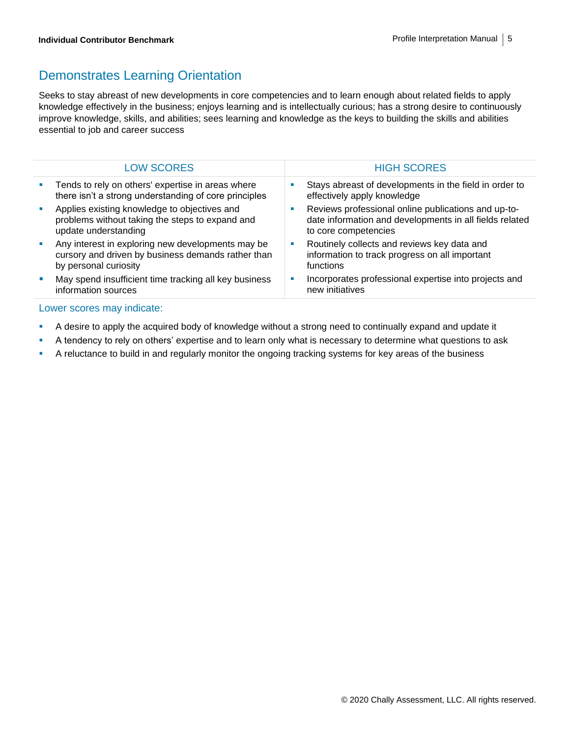## Demonstrates Learning Orientation

Seeks to stay abreast of new developments in core competencies and to learn enough about related fields to apply knowledge effectively in the business; enjoys learning and is intellectually curious; has a strong desire to continuously improve knowledge, skills, and abilities; sees learning and knowledge as the keys to building the skills and abilities essential to job and career success

| LOW SCORES | HIGH SCORES |
| --- | --- |
| ▪ Tends to rely on others' expertise in areas where there isn't a strong understanding of core principles<br>▪ Applies existing knowledge to objectives and problems without taking the steps to expand and update understanding<br>▪ Any interest in exploring new developments may be cursory and driven by business demands rather than by personal curiosity<br>▪ May spend insufficient time tracking all key business information sources | ▪ Stays abreast of developments in the field in order to effectively apply knowledge<br>▪ Reviews professional online publications and up-to-date information and developments in all fields related to core competencies<br>▪ Routinely collects and reviews key data and information to track progress on all important functions<br>▪ Incorporates professional expertise into projects and new initiatives |

### Lower scores may indicate:

- A desire to apply the acquired body of knowledge without a strong need to continually expand and update it
- A tendency to rely on others' expertise and to learn only what is necessary to determine what questions to ask
- A reluctance to build in and regularly monitor the ongoing tracking systems for key areas of the business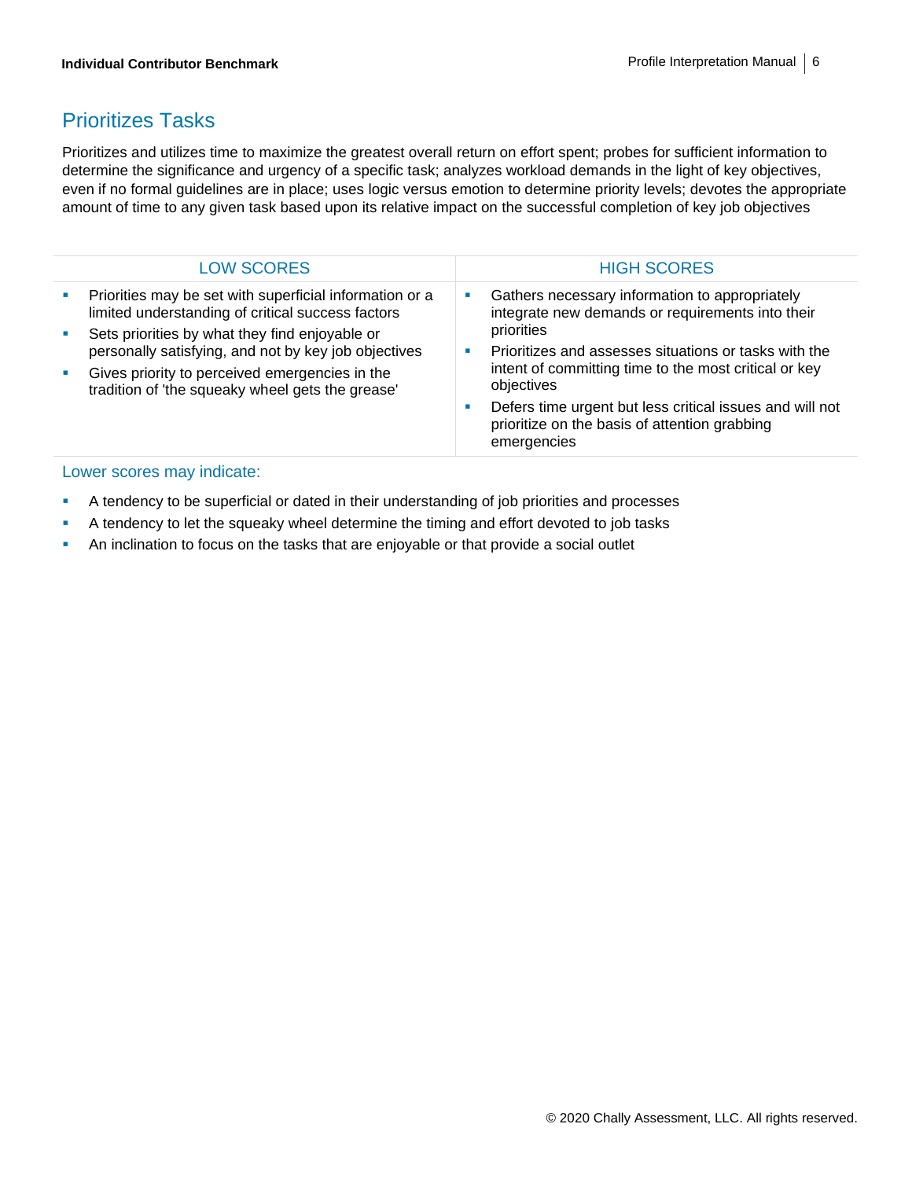## Prioritizes Tasks

Prioritizes and utilizes time to maximize the greatest overall return on effort spent; probes for sufficient information to determine the significance and urgency of a specific task; analyzes workload demands in the light of key objectives, even if no formal guidelines are in place; uses logic versus emotion to determine priority levels; devotes the appropriate amount of time to any given task based upon its relative impact on the successful completion of key job objectives

| LOW SCORES | HIGH SCORES |
| --- | --- |
| ▪ Priorities may be set with superficial information or a limited understanding of critical success factors<br>▪ Sets priorities by what they find enjoyable or personally satisfying, and not by key job objectives<br>▪ Gives priority to perceived emergencies in the tradition of 'the squeaky wheel gets the grease' | ▪ Gathers necessary information to appropriately integrate new demands or requirements into their priorities<br>▪ Prioritizes and assesses situations or tasks with the intent of committing time to the most critical or key objectives<br>▪ Defers time urgent but less critical issues and will not prioritize on the basis of attention grabbing emergencies |

### Lower scores may indicate:

- A tendency to be superficial or dated in their understanding of job priorities and processes
- A tendency to let the squeaky wheel determine the timing and effort devoted to job tasks
- An inclination to focus on the tasks that are enjoyable or that provide a social outlet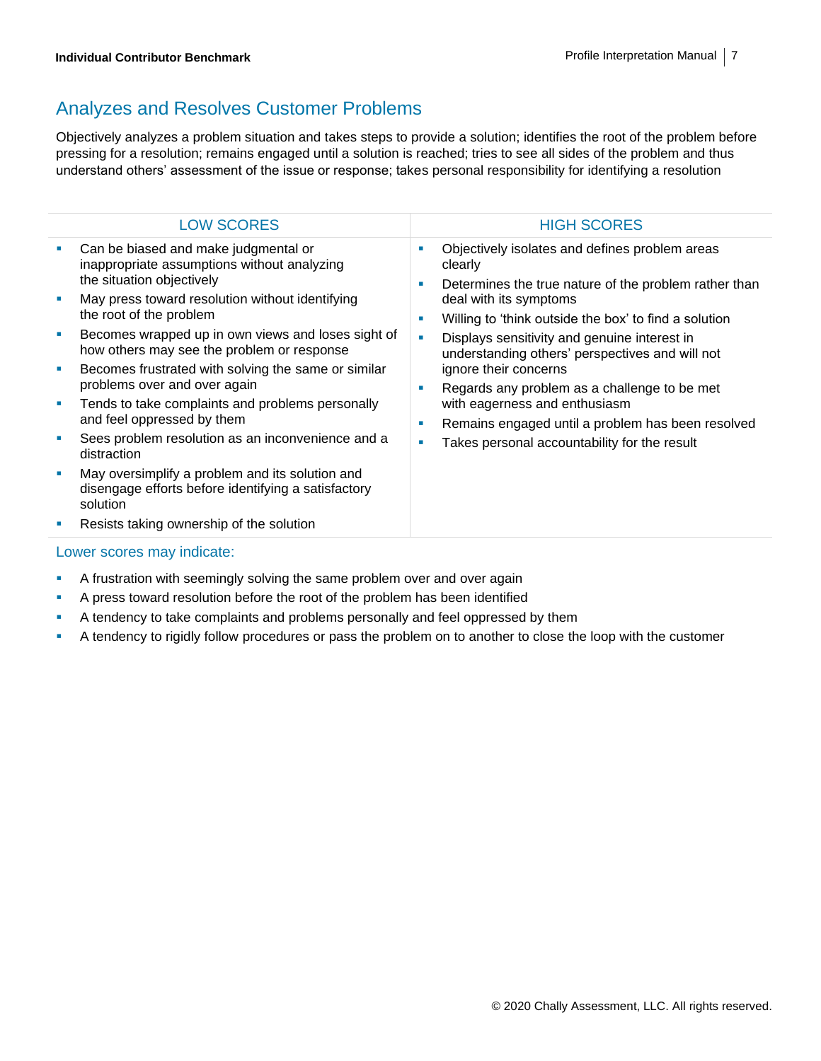## Analyzes and Resolves Customer Problems

Objectively analyzes a problem situation and takes steps to provide a solution; identifies the root of the problem before pressing for a resolution; remains engaged until a solution is reached; tries to see all sides of the problem and thus understand others' assessment of the issue or response; takes personal responsibility for identifying a resolution

| LOW SCORES | HIGH SCORES |
| --- | --- |
| ▪ Can be biased and make judgmental or inappropriate assumptions without analyzing the situation objectively<br>▪ May press toward resolution without identifying the root of the problem<br>▪ Becomes wrapped up in own views and loses sight of how others may see the problem or response<br>▪ Becomes frustrated with solving the same or similar problems over and over again<br>▪ Tends to take complaints and problems personally and feel oppressed by them<br>▪ Sees problem resolution as an inconvenience and a distraction<br>▪ May oversimplify a problem and its solution and disengage efforts before identifying a satisfactory solution<br>▪ Resists taking ownership of the solution | ▪ Objectively isolates and defines problem areas clearly<br>▪ Determines the true nature of the problem rather than deal with its symptoms<br>▪ Willing to 'think outside the box' to find a solution<br>▪ Displays sensitivity and genuine interest in understanding others' perspectives and will not ignore their concerns<br>▪ Regards any problem as a challenge to be met with eagerness and enthusiasm<br>▪ Remains engaged until a problem has been resolved<br>▪ Takes personal accountability for the result |

### Lower scores may indicate:

- A frustration with seemingly solving the same problem over and over again
- A press toward resolution before the root of the problem has been identified
- A tendency to take complaints and problems personally and feel oppressed by them
- A tendency to rigidly follow procedures or pass the problem on to another to close the loop with the customer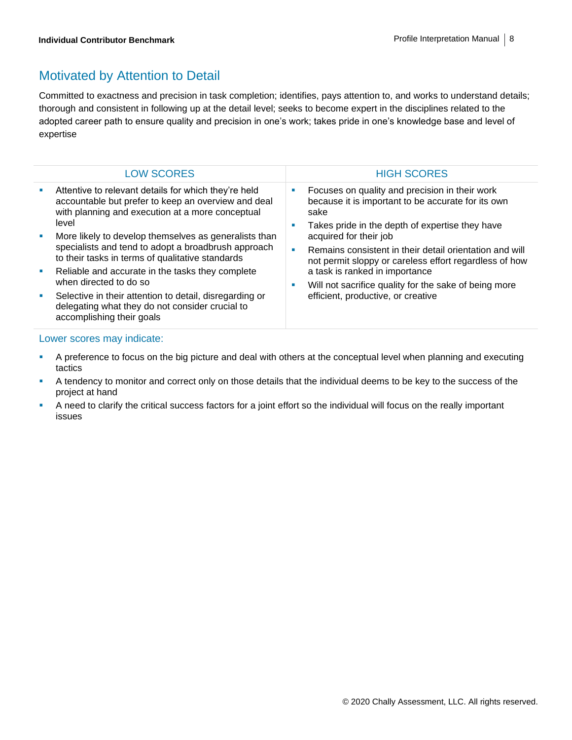## Motivated by Attention to Detail

Committed to exactness and precision in task completion; identifies, pays attention to, and works to understand details; thorough and consistent in following up at the detail level; seeks to become expert in the disciplines related to the adopted career path to ensure quality and precision in one's work; takes pride in one's knowledge base and level of expertise

| LOW SCORES | HIGH SCORES |
| --- | --- |
| ▪ Attentive to relevant details for which they're held accountable but prefer to keep an overview and deal with planning and execution at a more conceptual level<br>▪ More likely to develop themselves as generalists than specialists and tend to adopt a broadbrush approach to their tasks in terms of qualitative standards<br>▪ Reliable and accurate in the tasks they complete when directed to do so<br>▪ Selective in their attention to detail, disregarding or delegating what they do not consider crucial to accomplishing their goals | ▪ Focuses on quality and precision in their work because it is important to be accurate for its own sake<br>▪ Takes pride in the depth of expertise they have acquired for their job<br>▪ Remains consistent in their detail orientation and will not permit sloppy or careless effort regardless of how a task is ranked in importance<br>▪ Will not sacrifice quality for the sake of being more efficient, productive, or creative |

### Lower scores may indicate:

- A preference to focus on the big picture and deal with others at the conceptual level when planning and executing tactics
- A tendency to monitor and correct only on those details that the individual deems to be key to the success of the project at hand
- A need to clarify the critical success factors for a joint effort so the individual will focus on the really important issues

© 2020 Chally Assessment, LLC. All rights reserved.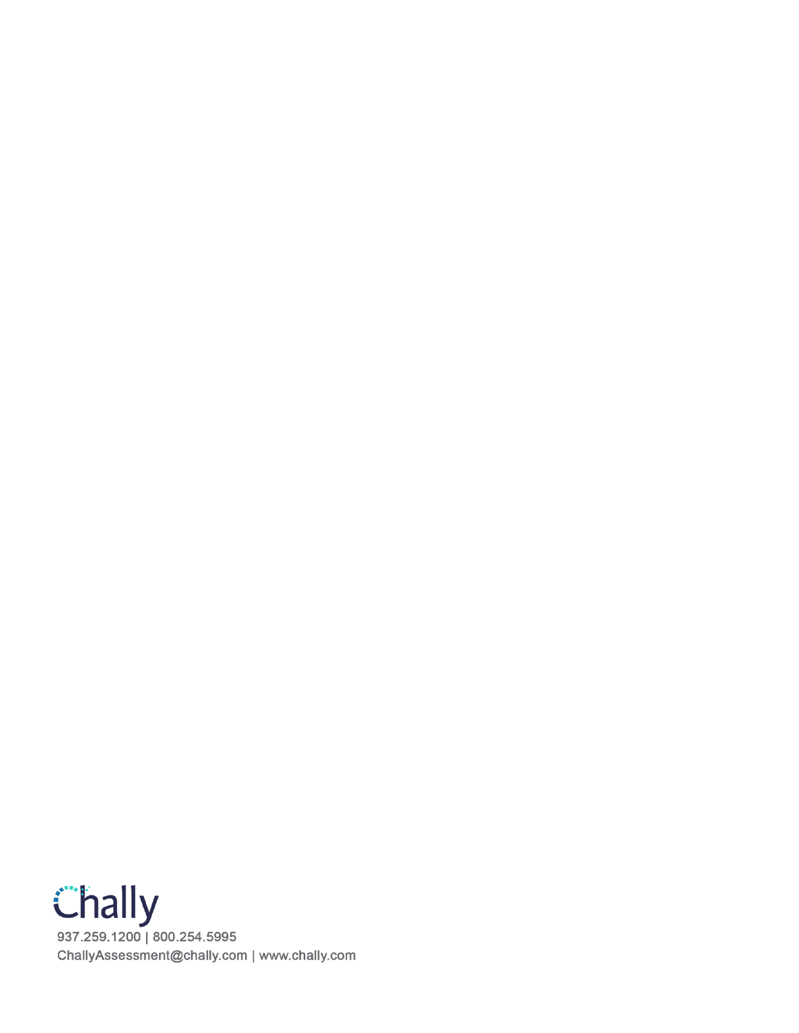Chally

937.259.1200 | 800.254.5995

ChallyAssessment@chally.com | www.chally.com